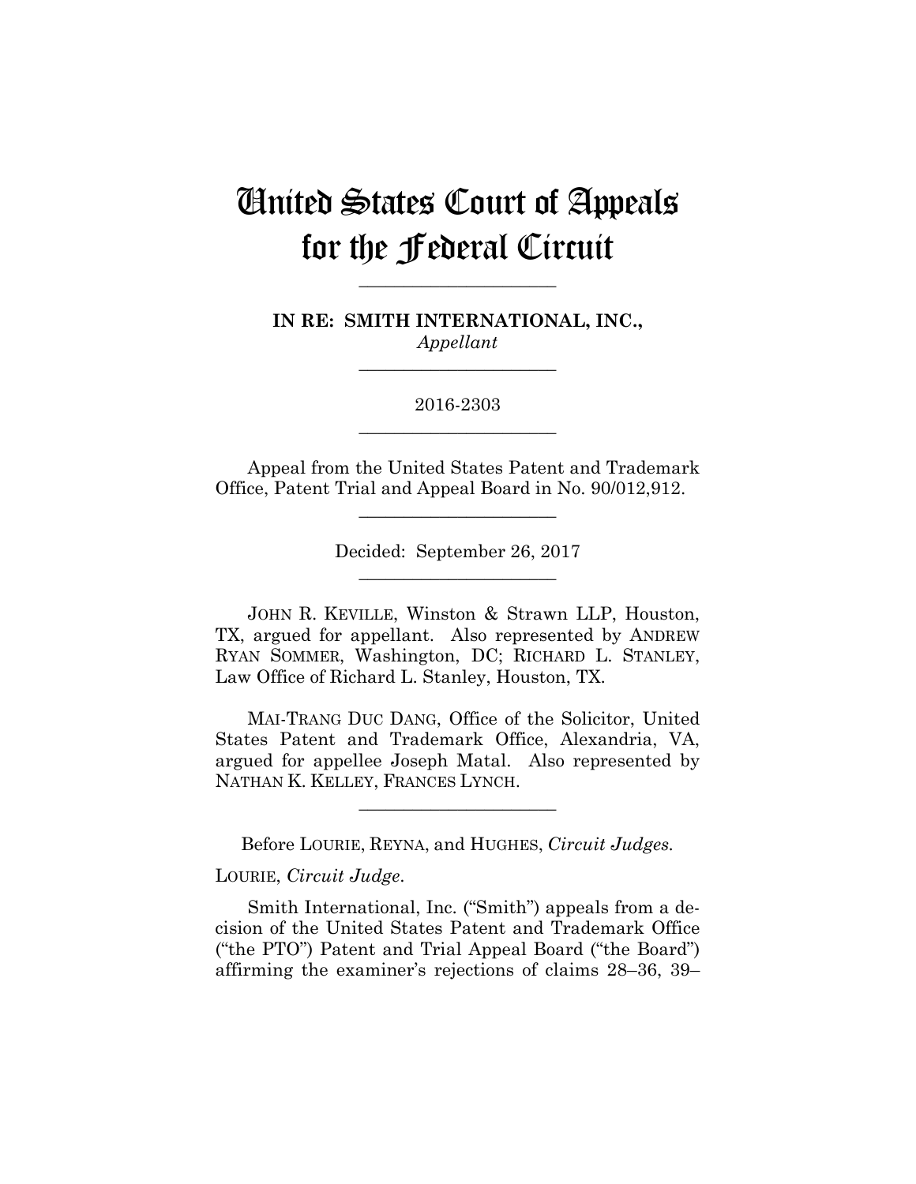# United States Court of Appeals for the Federal Circuit

---

**IN RE: SMITH INTERNATIONAL, INC.,**
*Appellant*

---

2016-2303

---

Appeal from the United States Patent and Trademark Office, Patent Trial and Appeal Board in No. 90/012,912.

---

Decided: September 26, 2017

---

JOHN R. KEVILLE, Winston & Strawn LLP, Houston, TX, argued for appellant. Also represented by ANDREW RYAN SOMMER, Washington, DC; RICHARD L. STANLEY, Law Office of Richard L. Stanley, Houston, TX.

MAI-TRANG DUC DANG, Office of the Solicitor, United States Patent and Trademark Office, Alexandria, VA, argued for appellee Joseph Matal. Also represented by NATHAN K. KELLEY, FRANCES LYNCH.

---

Before LOURIE, REYNA, and HUGHES, *Circuit Judges.*

LOURIE, *Circuit Judge.*

Smith International, Inc. ("Smith") appeals from a decision of the United States Patent and Trademark Office ("the PTO") Patent and Trial Appeal Board ("the Board") affirming the examiner's rejections of claims 28–36, 39–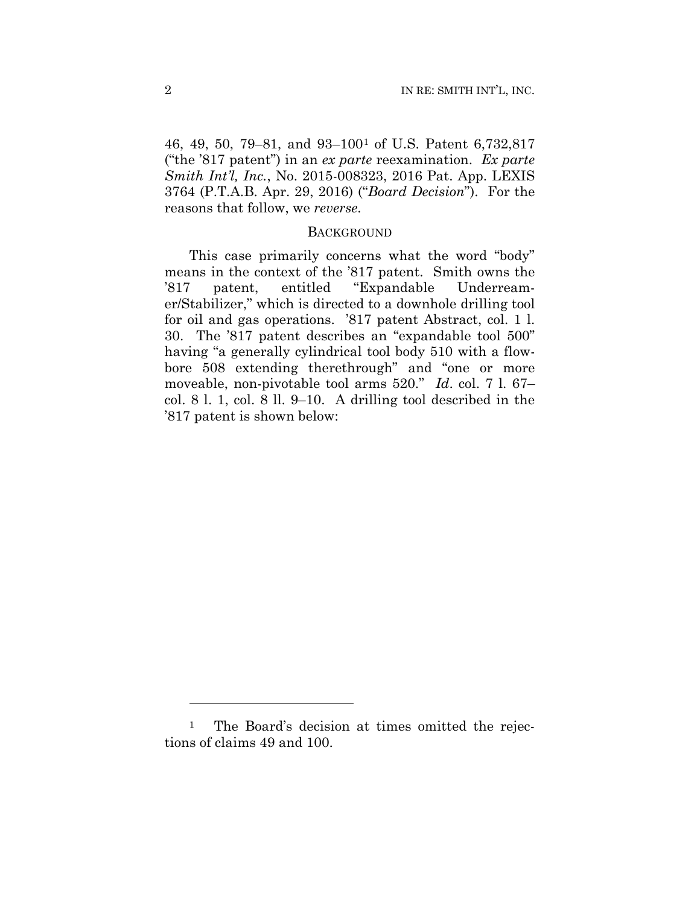46, 49, 50, 79–81, and 93–100[1] of U.S. Patent 6,732,817 ("the '817 patent") in an *ex parte* reexamination. *Ex parte Smith Int'l, Inc.*, No. 2015-008323, 2016 Pat. App. LEXIS 3764 (P.T.A.B. Apr. 29, 2016) ("*Board Decision*"). For the reasons that follow, we *reverse*.

## BACKGROUND

This case primarily concerns what the word "body" means in the context of the '817 patent. Smith owns the '817 patent, entitled "Expandable Underreamer/Stabilizer," which is directed to a downhole drilling tool for oil and gas operations. '817 patent Abstract, col. 1 l. 30. The '817 patent describes an "expandable tool 500" having "a generally cylindrical tool body 510 with a flowbore 508 extending therethrough" and "one or more moveable, non-pivotable tool arms 520." *Id*. col. 7 l. 67–col. 8 l. 1, col. 8 ll. 9–10. A drilling tool described in the '817 patent is shown below:

[1] The Board's decision at times omitted the rejections of claims 49 and 100.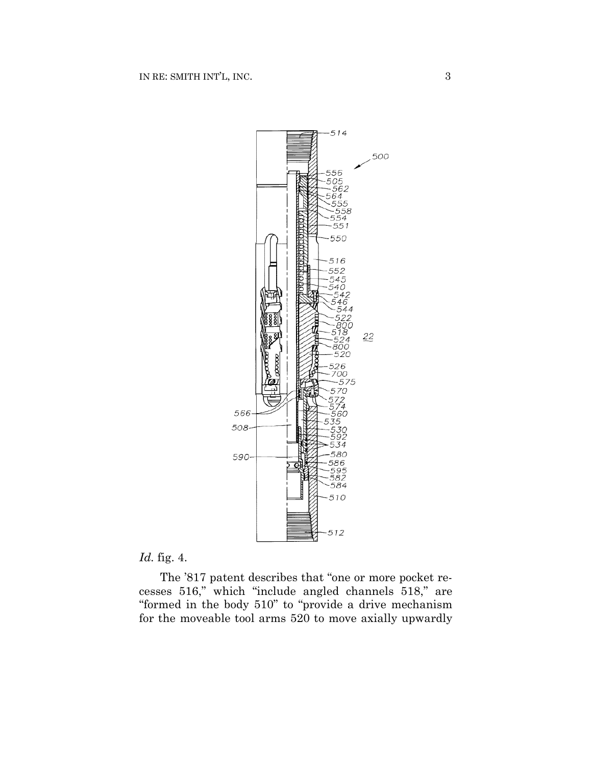*Id.* fig. 4.

The ’817 patent describes that “one or more pocket recesses 516,” which “include angled channels 518,” are “formed in the body 510” to “provide a drive mechanism for the moveable tool arms 520 to move axially upwardly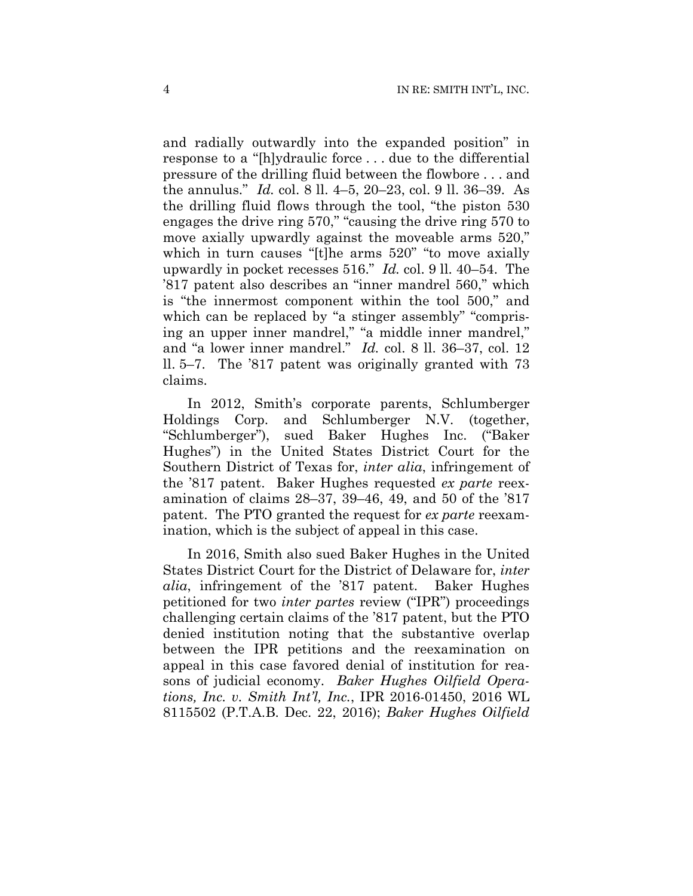and radially outwardly into the expanded position" in response to a "[h]ydraulic force . . . due to the differential pressure of the drilling fluid between the flowbore . . . and the annulus." *Id.* col. 8 ll. 4–5, 20–23, col. 9 ll. 36–39. As the drilling fluid flows through the tool, "the piston 530 engages the drive ring 570," "causing the drive ring 570 to move axially upwardly against the moveable arms 520," which in turn causes "[t]he arms 520" "to move axially upwardly in pocket recesses 516." *Id.* col. 9 ll. 40–54. The '817 patent also describes an "inner mandrel 560," which is "the innermost component within the tool 500," and which can be replaced by "a stinger assembly" "comprising an upper inner mandrel," "a middle inner mandrel," and "a lower inner mandrel." *Id.* col. 8 ll. 36–37, col. 12 ll. 5–7. The '817 patent was originally granted with 73 claims.

In 2012, Smith's corporate parents, Schlumberger Holdings Corp. and Schlumberger N.V. (together, "Schlumberger"), sued Baker Hughes Inc. ("Baker Hughes") in the United States District Court for the Southern District of Texas for, *inter alia*, infringement of the '817 patent. Baker Hughes requested *ex parte* reexamination of claims 28–37, 39–46, 49, and 50 of the '817 patent. The PTO granted the request for *ex parte* reexamination, which is the subject of appeal in this case.

In 2016, Smith also sued Baker Hughes in the United States District Court for the District of Delaware for, *inter alia*, infringement of the '817 patent. Baker Hughes petitioned for two *inter partes* review ("IPR") proceedings challenging certain claims of the '817 patent, but the PTO denied institution noting that the substantive overlap between the IPR petitions and the reexamination on appeal in this case favored denial of institution for reasons of judicial economy. *Baker Hughes Oilfield Operations, Inc. v. Smith Int'l, Inc.*, IPR 2016-01450, 2016 WL 8115502 (P.T.A.B. Dec. 22, 2016); *Baker Hughes Oilfield*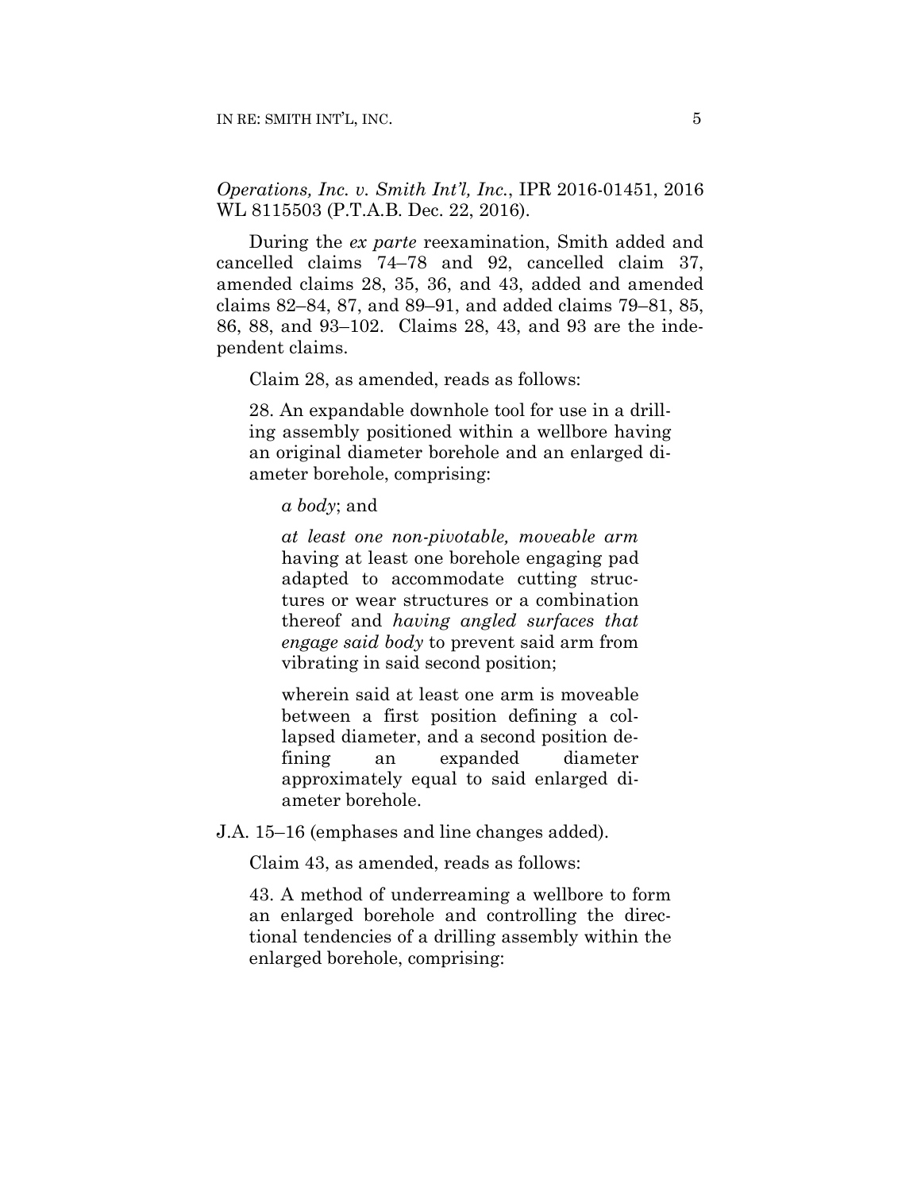*Operations, Inc. v. Smith Int'l, Inc.*, IPR 2016-01451, 2016 WL 8115503 (P.T.A.B. Dec. 22, 2016).

During the *ex parte* reexamination, Smith added and cancelled claims 74–78 and 92, cancelled claim 37, amended claims 28, 35, 36, and 43, added and amended claims 82–84, 87, and 89–91, and added claims 79–81, 85, 86, 88, and 93–102. Claims 28, 43, and 93 are the independent claims.

Claim 28, as amended, reads as follows:

> 28. An expandable downhole tool for use in a drilling assembly positioned within a wellbore having an original diameter borehole and an enlarged diameter borehole, comprising:
>
> > *a body*; and
> >
> > *at least one non-pivotable, moveable arm* having at least one borehole engaging pad adapted to accommodate cutting structures or wear structures or a combination thereof and *having angled surfaces that engage said body* to prevent said arm from vibrating in said second position;
> >
> > wherein said at least one arm is moveable between a first position defining a collapsed diameter, and a second position defining an expanded diameter approximately equal to said enlarged diameter borehole.

J.A. 15–16 (emphases and line changes added).

Claim 43, as amended, reads as follows:

> 43. A method of underreaming a wellbore to form an enlarged borehole and controlling the directional tendencies of a drilling assembly within the enlarged borehole, comprising: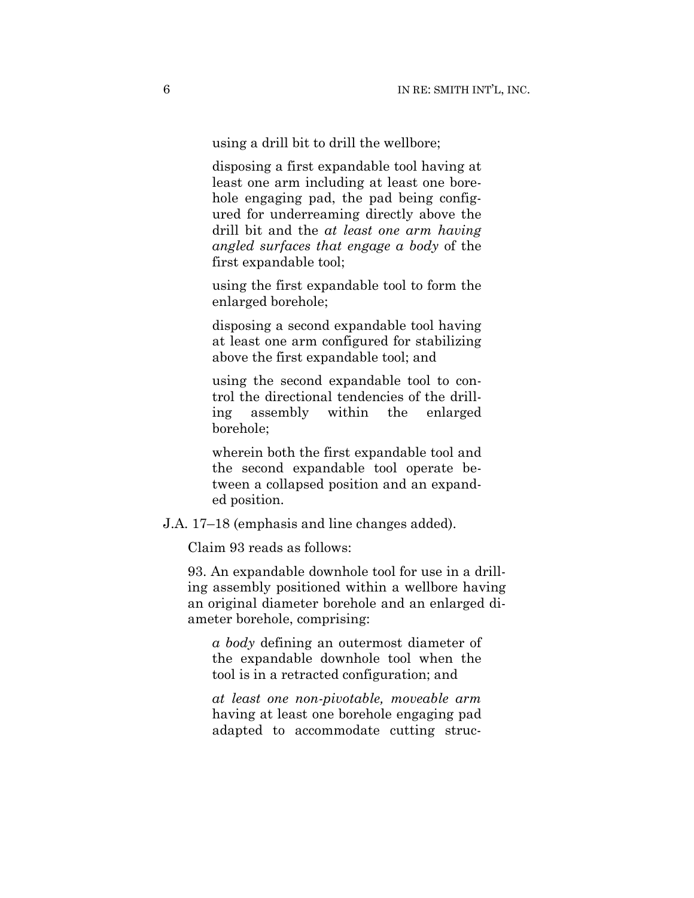> using a drill bit to drill the wellbore;
>
> disposing a first expandable tool having at least one arm including at least one borehole engaging pad, the pad being configured for underreaming directly above the drill bit and the *at least one arm having angled surfaces that engage a body* of the first expandable tool;
>
> using the first expandable tool to form the enlarged borehole;
>
> disposing a second expandable tool having at least one arm configured for stabilizing above the first expandable tool; and
>
> using the second expandable tool to control the directional tendencies of the drilling assembly within the enlarged borehole;
>
> wherein both the first expandable tool and the second expandable tool operate between a collapsed position and an expanded position.

J.A. 17–18 (emphasis and line changes added).

Claim 93 reads as follows:

93. An expandable downhole tool for use in a drilling assembly positioned within a wellbore having an original diameter borehole and an enlarged diameter borehole, comprising:

> *a body* defining an outermost diameter of the expandable downhole tool when the tool is in a retracted configuration; and
>
> *at least one non-pivotable, moveable arm* having at least one borehole engaging pad adapted to accommodate cutting struc-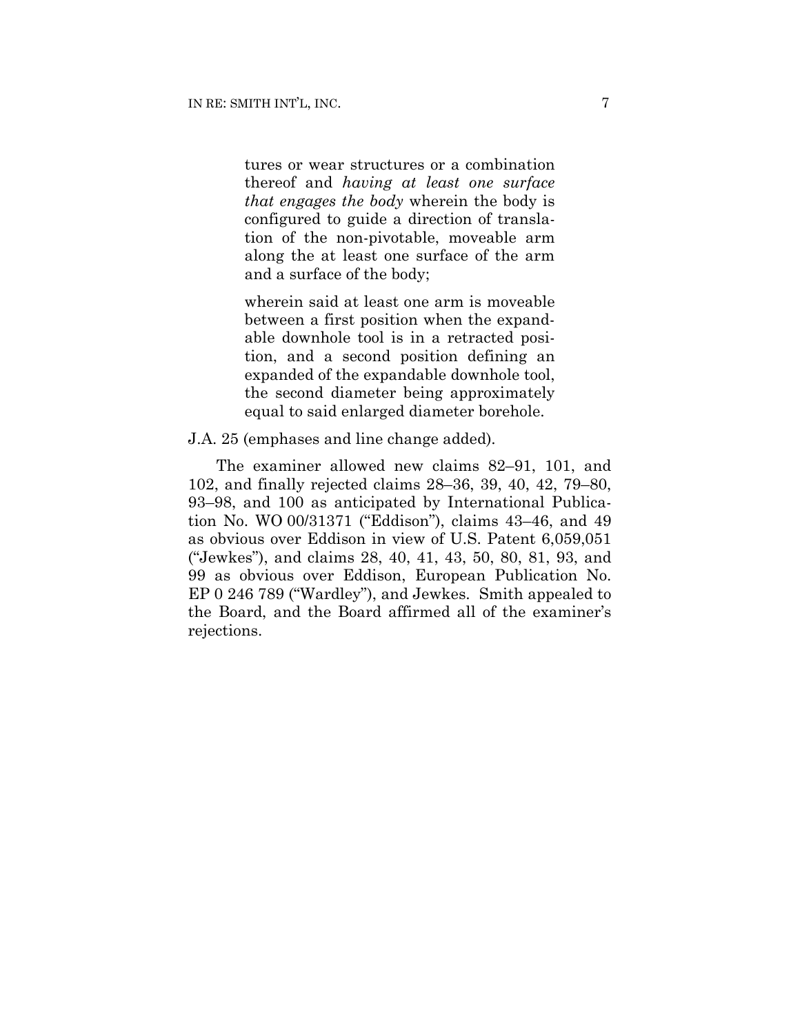> tures or wear structures or a combination thereof and *having at least one surface that engages the body* wherein the body is configured to guide a direction of translation of the non-pivotable, moveable arm along the at least one surface of the arm and a surface of the body;
>
> wherein said at least one arm is moveable between a first position when the expandable downhole tool is in a retracted position, and a second position defining an expanded of the expandable downhole tool, the second diameter being approximately equal to said enlarged diameter borehole.

J.A. 25 (emphases and line change added).

The examiner allowed new claims 82–91, 101, and 102, and finally rejected claims 28–36, 39, 40, 42, 79–80, 93–98, and 100 as anticipated by International Publication No. WO 00/31371 ("Eddison"), claims 43–46, and 49 as obvious over Eddison in view of U.S. Patent 6,059,051 ("Jewkes"), and claims 28, 40, 41, 43, 50, 80, 81, 93, and 99 as obvious over Eddison, European Publication No. EP 0 246 789 ("Wardley"), and Jewkes. Smith appealed to the Board, and the Board affirmed all of the examiner's rejections.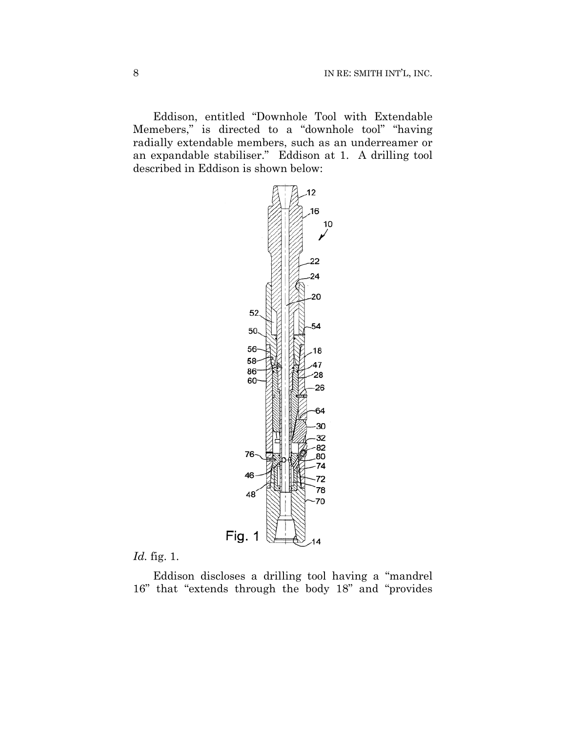Eddison, entitled "Downhole Tool with Extendable Memebers," is directed to a "downhole tool" "having radially extendable members, such as an underreamer or an expandable stabiliser." Eddison at 1. A drilling tool described in Eddison is shown below:

*Id.* fig. 1.

Eddison discloses a drilling tool having a "mandrel 16" that "extends through the body 18" and "provides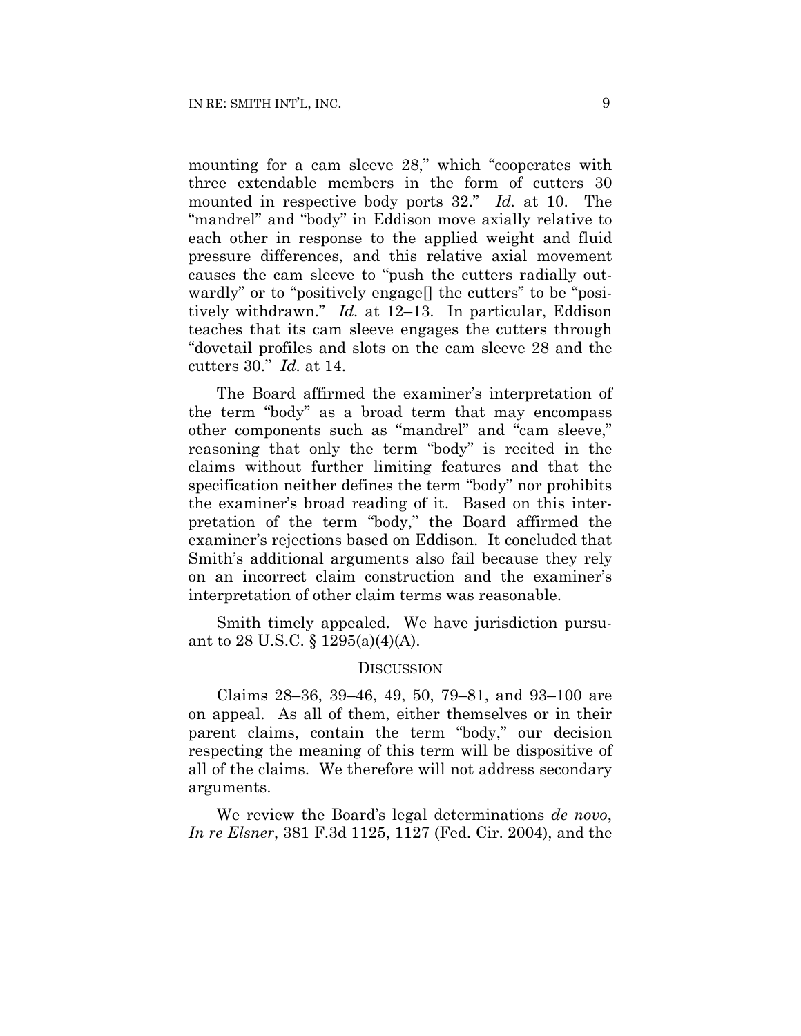mounting for a cam sleeve 28," which "cooperates with three extendable members in the form of cutters 30 mounted in respective body ports 32." *Id.* at 10. The "mandrel" and "body" in Eddison move axially relative to each other in response to the applied weight and fluid pressure differences, and this relative axial movement causes the cam sleeve to "push the cutters radially outwardly" or to "positively engage[] the cutters" to be "positively withdrawn." *Id.* at 12–13. In particular, Eddison teaches that its cam sleeve engages the cutters through "dovetail profiles and slots on the cam sleeve 28 and the cutters 30." *Id.* at 14.

The Board affirmed the examiner's interpretation of the term "body" as a broad term that may encompass other components such as "mandrel" and "cam sleeve," reasoning that only the term "body" is recited in the claims without further limiting features and that the specification neither defines the term "body" nor prohibits the examiner's broad reading of it. Based on this interpretation of the term "body," the Board affirmed the examiner's rejections based on Eddison. It concluded that Smith's additional arguments also fail because they rely on an incorrect claim construction and the examiner's interpretation of other claim terms was reasonable.

Smith timely appealed. We have jurisdiction pursuant to 28 U.S.C. § 1295(a)(4)(A).

## DISCUSSION

Claims 28–36, 39–46, 49, 50, 79–81, and 93–100 are on appeal. As all of them, either themselves or in their parent claims, contain the term "body," our decision respecting the meaning of this term will be dispositive of all of the claims. We therefore will not address secondary arguments.

We review the Board's legal determinations *de novo*, *In re Elsner*, 381 F.3d 1125, 1127 (Fed. Cir. 2004), and the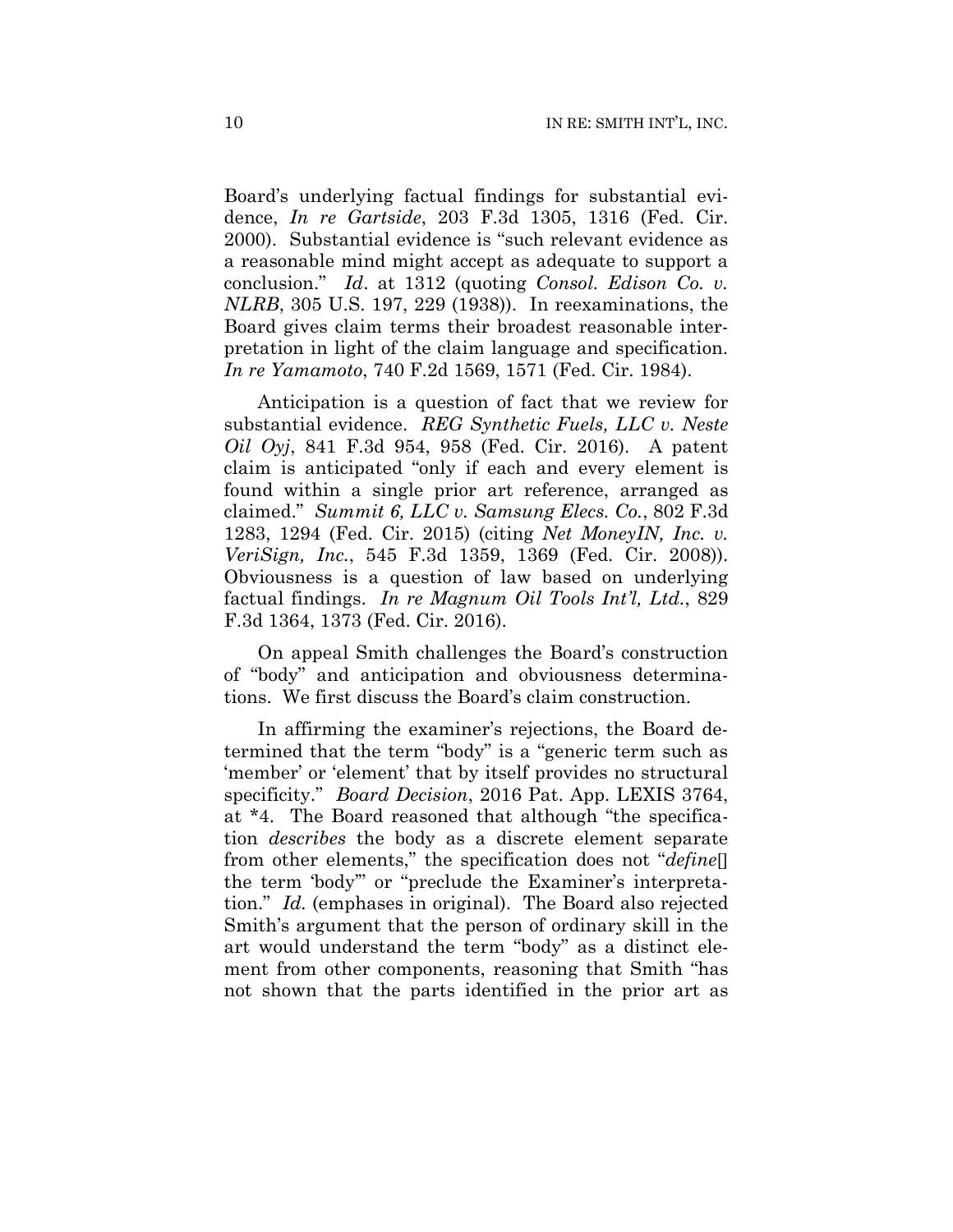Board's underlying factual findings for substantial evidence, *In re Gartside*, 203 F.3d 1305, 1316 (Fed. Cir. 2000). Substantial evidence is "such relevant evidence as a reasonable mind might accept as adequate to support a conclusion." *Id*. at 1312 (quoting *Consol. Edison Co. v. NLRB*, 305 U.S. 197, 229 (1938)). In reexaminations, the Board gives claim terms their broadest reasonable interpretation in light of the claim language and specification. *In re Yamamoto*, 740 F.2d 1569, 1571 (Fed. Cir. 1984).

Anticipation is a question of fact that we review for substantial evidence. *REG Synthetic Fuels, LLC v. Neste Oil Oyj*, 841 F.3d 954, 958 (Fed. Cir. 2016). A patent claim is anticipated "only if each and every element is found within a single prior art reference, arranged as claimed." *Summit 6, LLC v. Samsung Elecs. Co.*, 802 F.3d 1283, 1294 (Fed. Cir. 2015) (citing *Net MoneyIN, Inc. v. VeriSign, Inc.*, 545 F.3d 1359, 1369 (Fed. Cir. 2008)). Obviousness is a question of law based on underlying factual findings. *In re Magnum Oil Tools Int'l, Ltd.*, 829 F.3d 1364, 1373 (Fed. Cir. 2016).

On appeal Smith challenges the Board's construction of "body" and anticipation and obviousness determinations. We first discuss the Board's claim construction.

In affirming the examiner's rejections, the Board determined that the term "body" is a "generic term such as 'member' or 'element' that by itself provides no structural specificity." *Board Decision*, 2016 Pat. App. LEXIS 3764, at \*4. The Board reasoned that although "the specification *describes* the body as a discrete element separate from other elements," the specification does not "*define*[] the term 'body'" or "preclude the Examiner's interpretation." *Id.* (emphases in original). The Board also rejected Smith's argument that the person of ordinary skill in the art would understand the term "body" as a distinct element from other components, reasoning that Smith "has not shown that the parts identified in the prior art as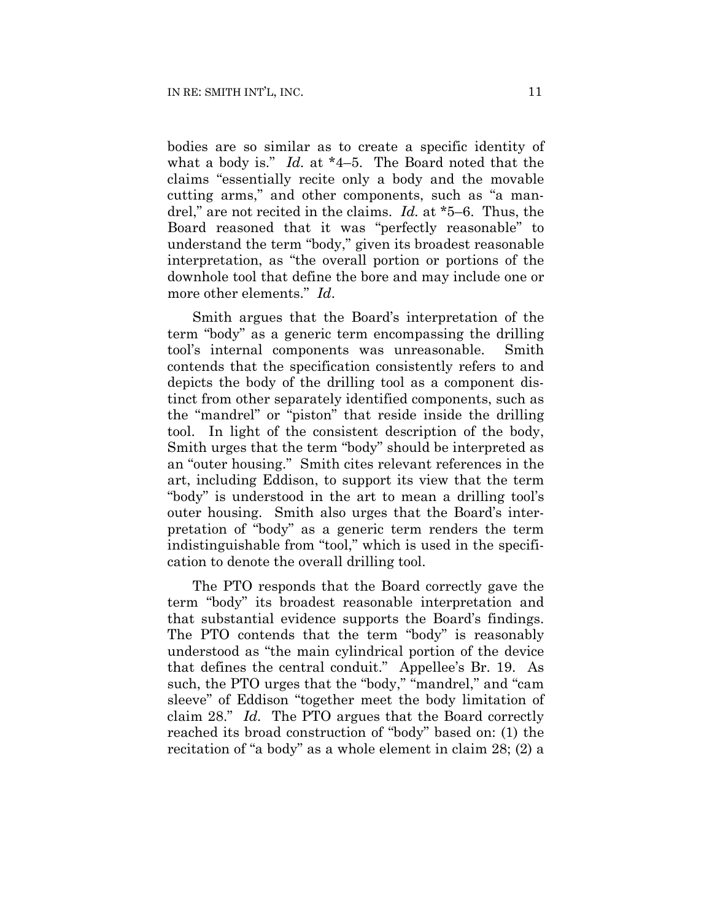bodies are so similar as to create a specific identity of what a body is." *Id.* at *4–5. The Board noted that the claims "essentially recite only a body and the movable cutting arms," and other components, such as "a mandrel," are not recited in the claims. *Id.* at *5–6. Thus, the Board reasoned that it was "perfectly reasonable" to understand the term "body," given its broadest reasonable interpretation, as "the overall portion or portions of the downhole tool that define the bore and may include one or more other elements." *Id*.

Smith argues that the Board's interpretation of the term "body" as a generic term encompassing the drilling tool's internal components was unreasonable. Smith contends that the specification consistently refers to and depicts the body of the drilling tool as a component distinct from other separately identified components, such as the "mandrel" or "piston" that reside inside the drilling tool. In light of the consistent description of the body, Smith urges that the term "body" should be interpreted as an "outer housing." Smith cites relevant references in the art, including Eddison, to support its view that the term "body" is understood in the art to mean a drilling tool's outer housing. Smith also urges that the Board's interpretation of "body" as a generic term renders the term indistinguishable from "tool," which is used in the specification to denote the overall drilling tool.

The PTO responds that the Board correctly gave the term "body" its broadest reasonable interpretation and that substantial evidence supports the Board's findings. The PTO contends that the term "body" is reasonably understood as "the main cylindrical portion of the device that defines the central conduit." Appellee's Br. 19. As such, the PTO urges that the "body," "mandrel," and "cam sleeve" of Eddison "together meet the body limitation of claim 28." *Id.* The PTO argues that the Board correctly reached its broad construction of "body" based on: (1) the recitation of "a body" as a whole element in claim 28; (2) a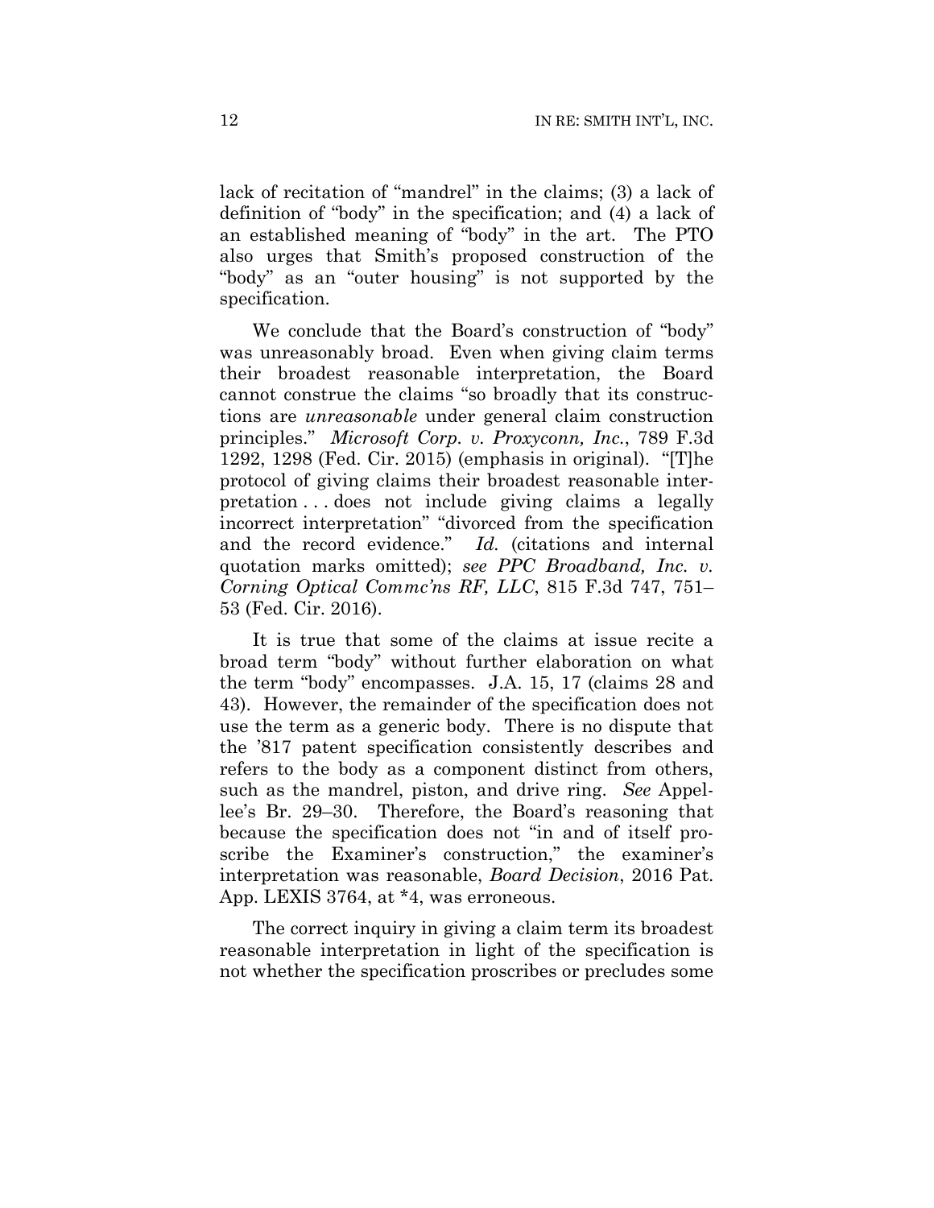lack of recitation of "mandrel" in the claims; (3) a lack of definition of "body" in the specification; and (4) a lack of an established meaning of "body" in the art. The PTO also urges that Smith's proposed construction of the "body" as an "outer housing" is not supported by the specification.

We conclude that the Board's construction of "body" was unreasonably broad. Even when giving claim terms their broadest reasonable interpretation, the Board cannot construe the claims "so broadly that its constructions are *unreasonable* under general claim construction principles." *Microsoft Corp. v. Proxyconn, Inc.*, 789 F.3d 1292, 1298 (Fed. Cir. 2015) (emphasis in original). "[T]he protocol of giving claims their broadest reasonable interpretation . . . does not include giving claims a legally incorrect interpretation" "divorced from the specification and the record evidence." *Id.* (citations and internal quotation marks omitted); *see PPC Broadband, Inc. v. Corning Optical Commc'ns RF, LLC*, 815 F.3d 747, 751–53 (Fed. Cir. 2016).

It is true that some of the claims at issue recite a broad term "body" without further elaboration on what the term "body" encompasses. J.A. 15, 17 (claims 28 and 43). However, the remainder of the specification does not use the term as a generic body. There is no dispute that the '817 patent specification consistently describes and refers to the body as a component distinct from others, such as the mandrel, piston, and drive ring. *See* Appellee's Br. 29–30. Therefore, the Board's reasoning that because the specification does not "in and of itself proscribe the Examiner's construction," the examiner's interpretation was reasonable, *Board Decision*, 2016 Pat. App. LEXIS 3764, at *4, was erroneous.

The correct inquiry in giving a claim term its broadest reasonable interpretation in light of the specification is not whether the specification proscribes or precludes some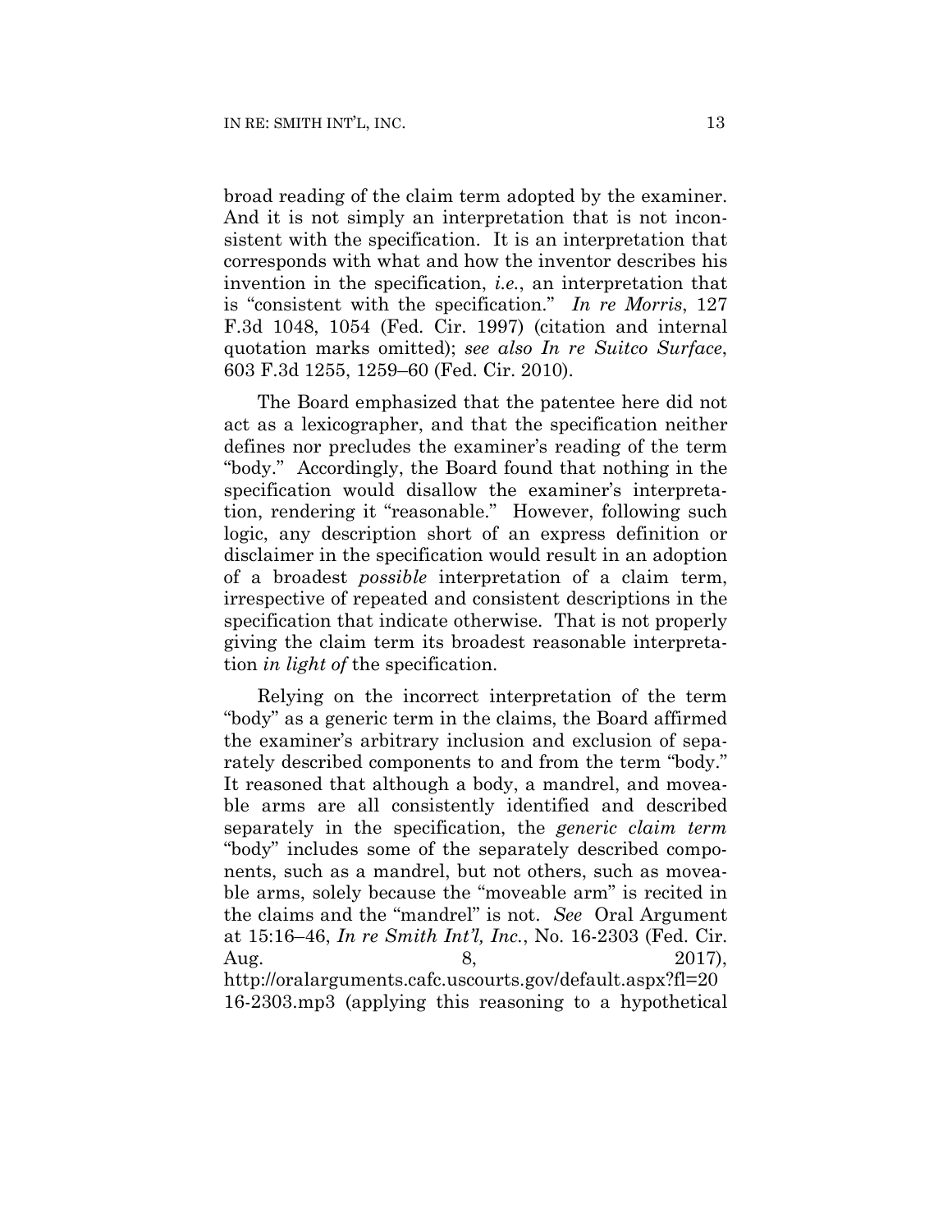broad reading of the claim term adopted by the examiner. And it is not simply an interpretation that is not inconsistent with the specification. It is an interpretation that corresponds with what and how the inventor describes his invention in the specification, *i.e.*, an interpretation that is "consistent with the specification." *In re Morris*, 127 F.3d 1048, 1054 (Fed. Cir. 1997) (citation and internal quotation marks omitted); *see also In re Suitco Surface*, 603 F.3d 1255, 1259–60 (Fed. Cir. 2010).

The Board emphasized that the patentee here did not act as a lexicographer, and that the specification neither defines nor precludes the examiner's reading of the term "body." Accordingly, the Board found that nothing in the specification would disallow the examiner's interpretation, rendering it "reasonable." However, following such logic, any description short of an express definition or disclaimer in the specification would result in an adoption of a broadest *possible* interpretation of a claim term, irrespective of repeated and consistent descriptions in the specification that indicate otherwise. That is not properly giving the claim term its broadest reasonable interpretation *in light of* the specification.

Relying on the incorrect interpretation of the term "body" as a generic term in the claims, the Board affirmed the examiner's arbitrary inclusion and exclusion of separately described components to and from the term "body." It reasoned that although a body, a mandrel, and moveable arms are all consistently identified and described separately in the specification, the *generic claim term* "body" includes some of the separately described components, such as a mandrel, but not others, such as moveable arms, solely because the "moveable arm" is recited in the claims and the "mandrel" is not. *See* Oral Argument at 15:16–46, *In re Smith Int'l, Inc.*, No. 16-2303 (Fed. Cir. Aug. 8, 2017), http://oralarguments.cafc.uscourts.gov/default.aspx?fl=2016-2303.mp3 (applying this reasoning to a hypothetical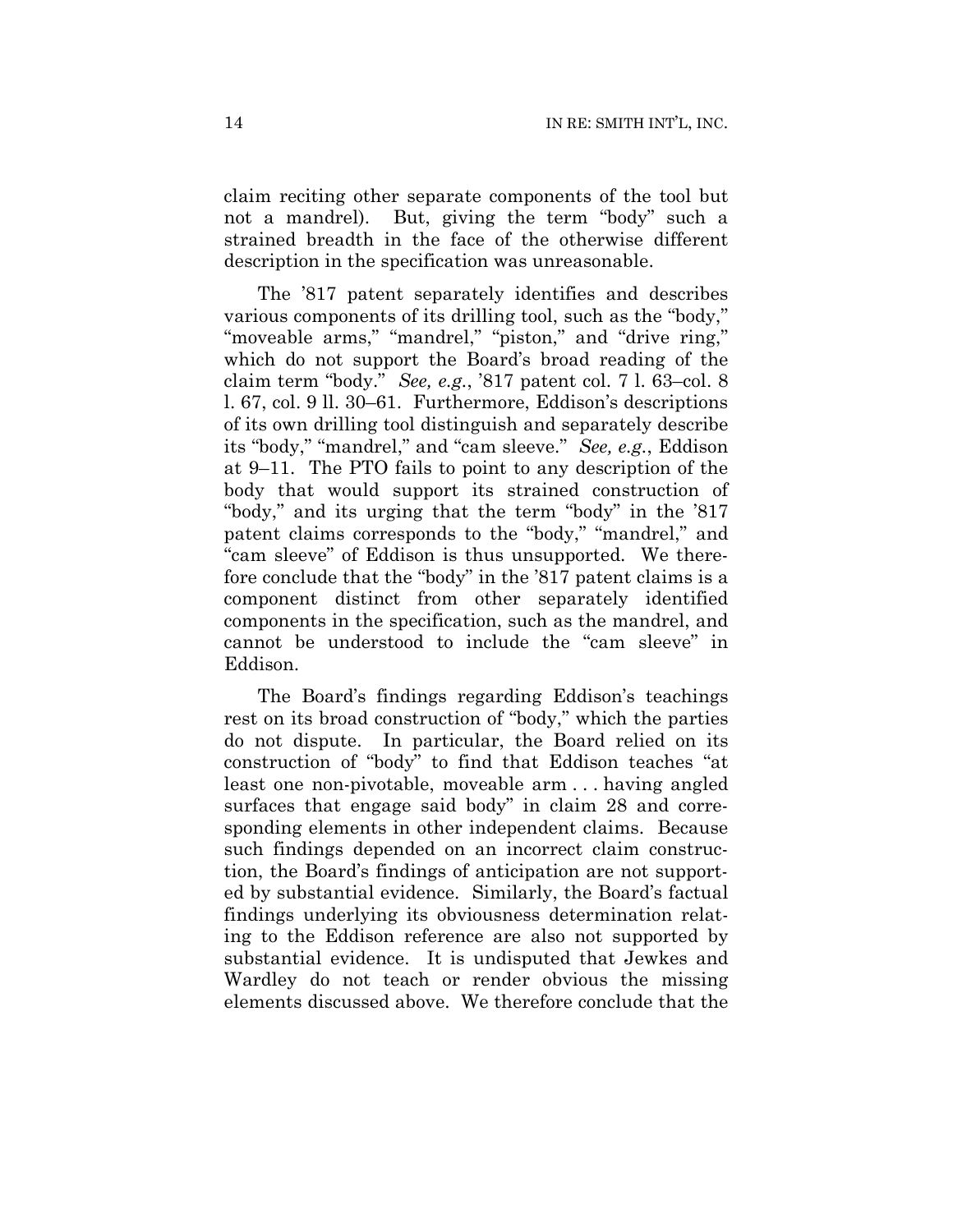claim reciting other separate components of the tool but not a mandrel). But, giving the term "body" such a strained breadth in the face of the otherwise different description in the specification was unreasonable.

The '817 patent separately identifies and describes various components of its drilling tool, such as the "body," "moveable arms," "mandrel," "piston," and "drive ring," which do not support the Board's broad reading of the claim term "body." *See, e.g.*, '817 patent col. 7 l. 63–col. 8 l. 67, col. 9 ll. 30–61. Furthermore, Eddison's descriptions of its own drilling tool distinguish and separately describe its "body," "mandrel," and "cam sleeve." *See, e.g.*, Eddison at 9–11. The PTO fails to point to any description of the body that would support its strained construction of "body," and its urging that the term "body" in the '817 patent claims corresponds to the "body," "mandrel," and "cam sleeve" of Eddison is thus unsupported. We therefore conclude that the "body" in the '817 patent claims is a component distinct from other separately identified components in the specification, such as the mandrel, and cannot be understood to include the "cam sleeve" in Eddison.

The Board's findings regarding Eddison's teachings rest on its broad construction of "body," which the parties do not dispute. In particular, the Board relied on its construction of "body" to find that Eddison teaches "at least one non-pivotable, moveable arm . . . having angled surfaces that engage said body" in claim 28 and corresponding elements in other independent claims. Because such findings depended on an incorrect claim construction, the Board's findings of anticipation are not supported by substantial evidence. Similarly, the Board's factual findings underlying its obviousness determination relating to the Eddison reference are also not supported by substantial evidence. It is undisputed that Jewkes and Wardley do not teach or render obvious the missing elements discussed above. We therefore conclude that the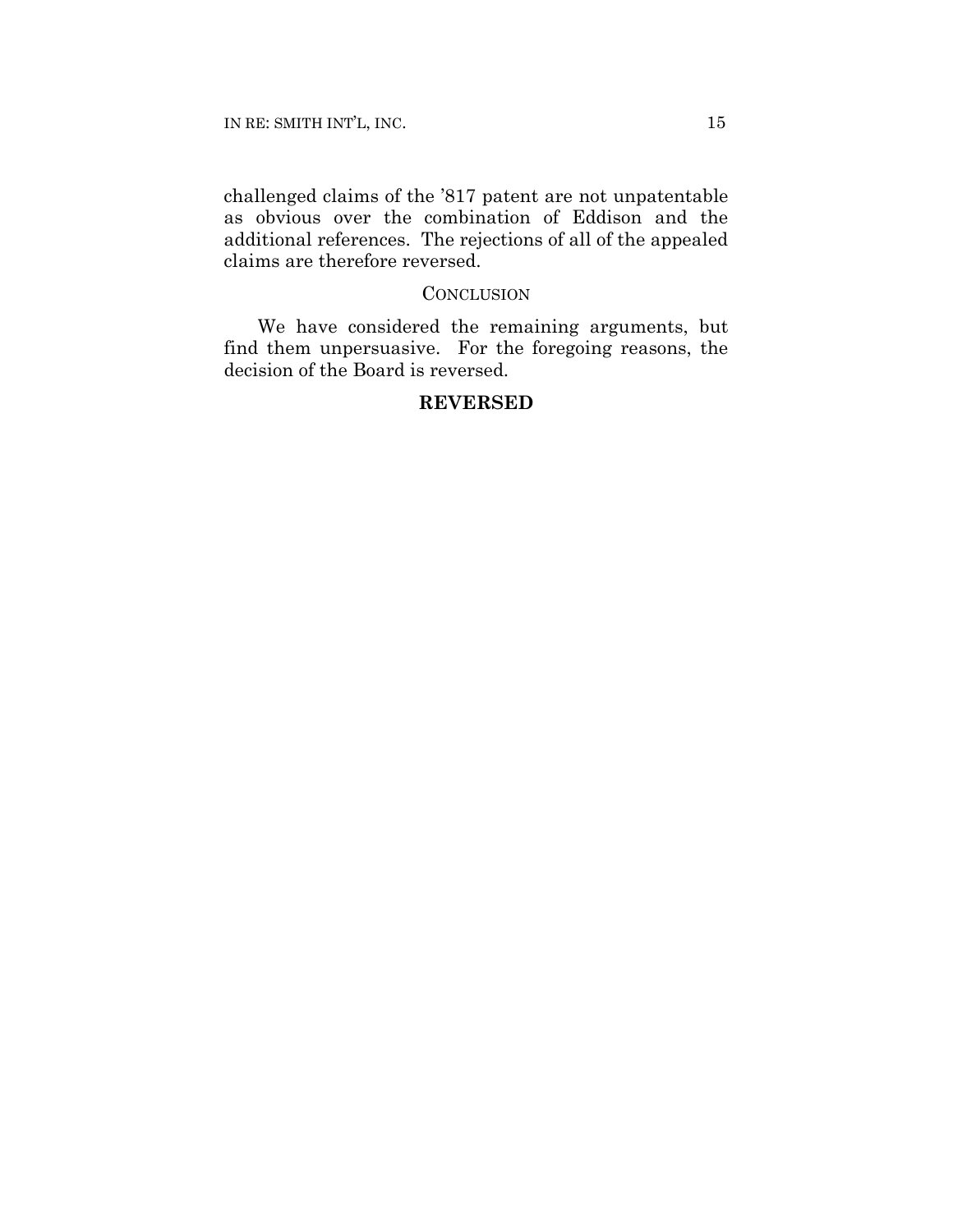challenged claims of the ’817 patent are not unpatentable as obvious over the combination of Eddison and the additional references. The rejections of all of the appealed claims are therefore reversed.

## CONCLUSION

We have considered the remaining arguments, but find them unpersuasive. For the foregoing reasons, the decision of the Board is reversed.

**REVERSED**